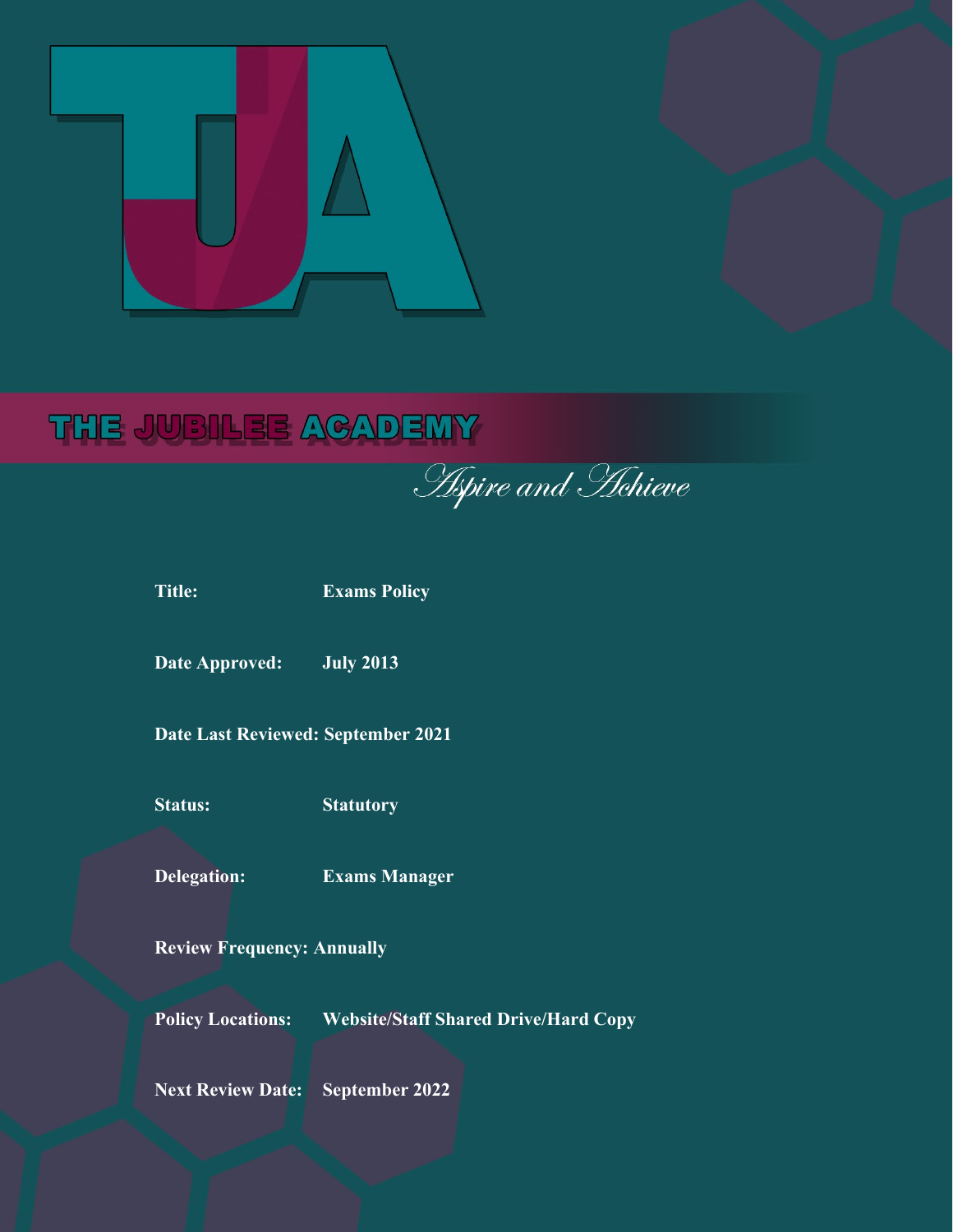# THE JUBILEE ACADEMY

*Aspire and Achieve*

**Title:** **Exams Policy**

**Date Approved:** **July 2013**

**Date Last Reviewed:** **September 2021**

**Status:** **Statutory**

**Delegation:** **Exams Manager**

**Review Frequency:** **Annually**

**Policy Locations:** **Website/Staff Shared Drive/Hard Copy**

**Next Review Date:** **September 2022**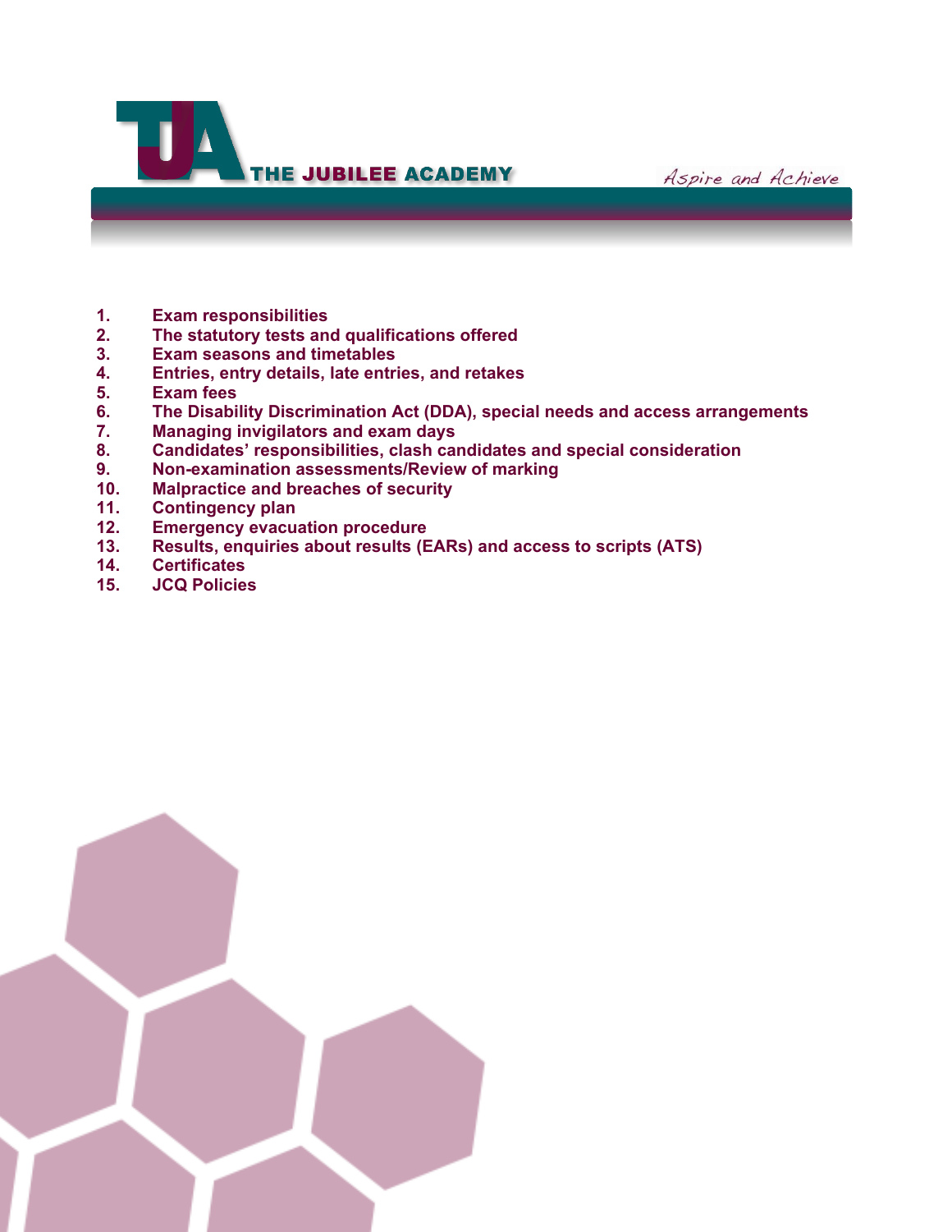THE JUBILEE ACADEMY

*Aspire and Achieve*

1. **Exam responsibilities**
2. **The statutory tests and qualifications offered**
3. **Exam seasons and timetables**
4. **Entries, entry details, late entries, and retakes**
5. **Exam fees**
6. **The Disability Discrimination Act (DDA), special needs and access arrangements**
7. **Managing invigilators and exam days**
8. **Candidates' responsibilities, clash candidates and special consideration**
9. **Non-examination assessments/Review of marking**
10. **Malpractice and breaches of security**
11. **Contingency plan**
12. **Emergency evacuation procedure**
13. **Results, enquiries about results (EARs) and access to scripts (ATS)**
14. **Certificates**
15. **JCQ Policies**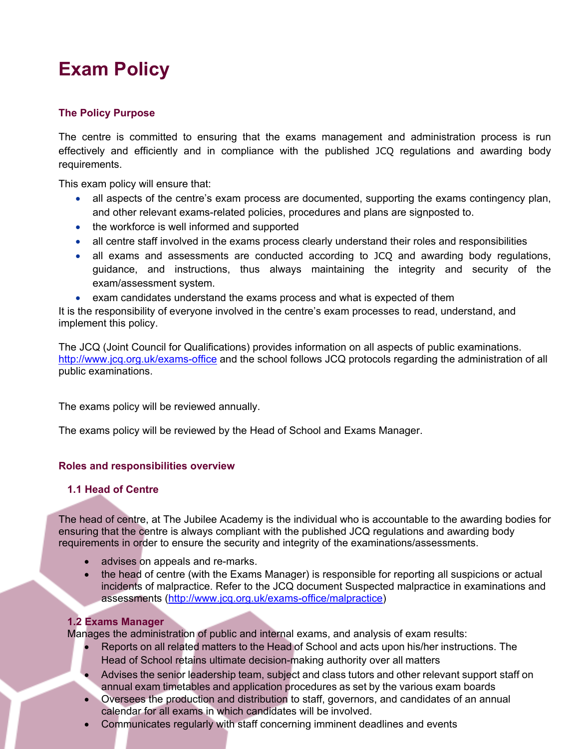# Exam Policy

### The Policy Purpose

The centre is committed to ensuring that the exams management and administration process is run effectively and efficiently and in compliance with the published JCQ regulations and awarding body requirements.

This exam policy will ensure that:

- all aspects of the centre's exam process are documented, supporting the exams contingency plan, and other relevant exams-related policies, procedures and plans are signposted to.
- the workforce is well informed and supported
- all centre staff involved in the exams process clearly understand their roles and responsibilities
- all exams and assessments are conducted according to JCQ and awarding body regulations, guidance, and instructions, thus always maintaining the integrity and security of the exam/assessment system.
- exam candidates understand the exams process and what is expected of them

It is the responsibility of everyone involved in the centre's exam processes to read, understand, and implement this policy.

The JCQ (Joint Council for Qualifications) provides information on all aspects of public examinations. http://www.jcq.org.uk/exams-office and the school follows JCQ protocols regarding the administration of all public examinations.

The exams policy will be reviewed annually.

The exams policy will be reviewed by the Head of School and Exams Manager.

### Roles and responsibilities overview

#### 1.1 Head of Centre

The head of centre, at The Jubilee Academy is the individual who is accountable to the awarding bodies for ensuring that the centre is always compliant with the published JCQ regulations and awarding body requirements in order to ensure the security and integrity of the examinations/assessments.

- advises on appeals and re-marks.
- the head of centre (with the Exams Manager) is responsible for reporting all suspicions or actual incidents of malpractice. Refer to the JCQ document Suspected malpractice in examinations and assessments (http://www.jcq.org.uk/exams-office/malpractice)

#### 1.2 Exams Manager

Manages the administration of public and internal exams, and analysis of exam results:

- Reports on all related matters to the Head of School and acts upon his/her instructions. The Head of School retains ultimate decision-making authority over all matters
- Advises the senior leadership team, subject and class tutors and other relevant support staff on annual exam timetables and application procedures as set by the various exam boards
- Oversees the production and distribution to staff, governors, and candidates of an annual calendar for all exams in which candidates will be involved.
- Communicates regularly with staff concerning imminent deadlines and events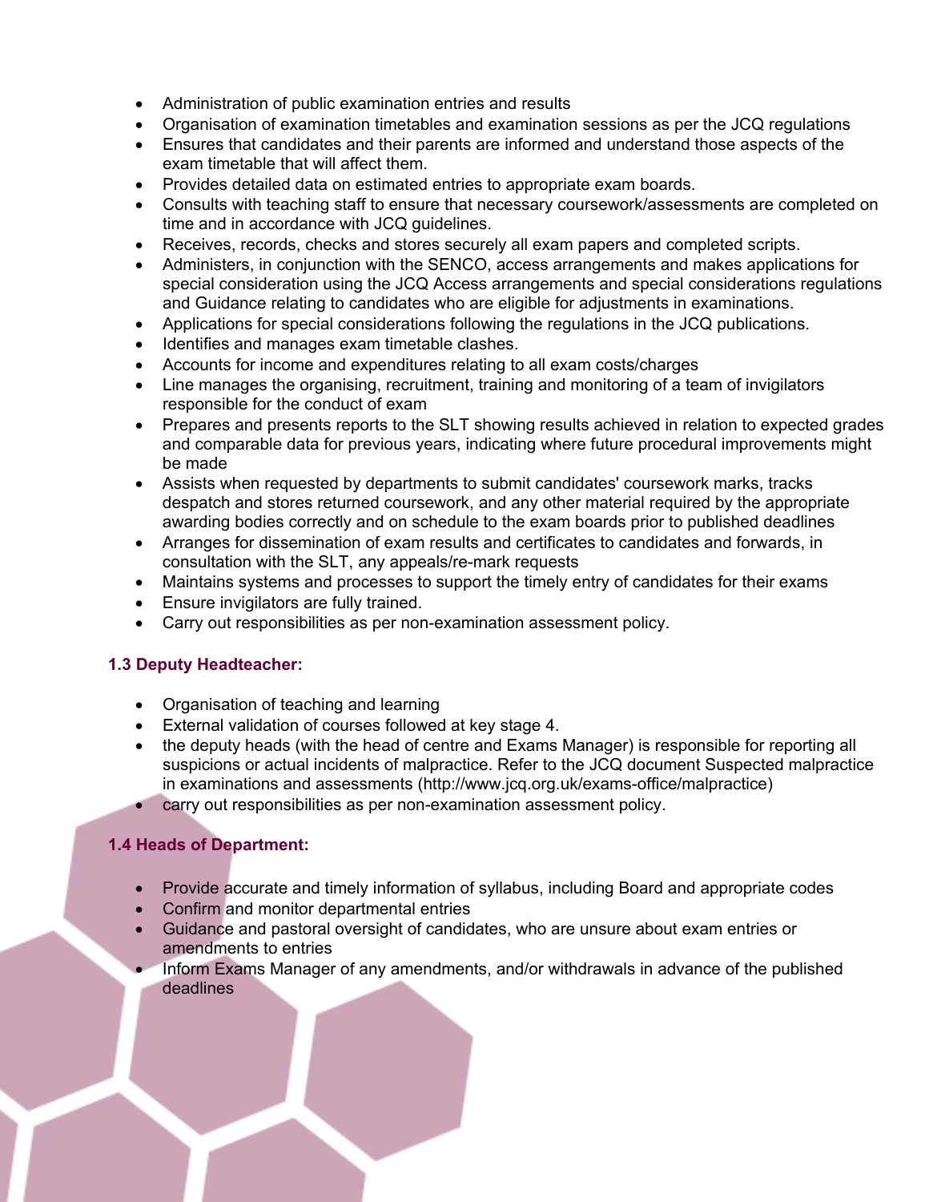- Administration of public examination entries and results
- Organisation of examination timetables and examination sessions as per the JCQ regulations
- Ensures that candidates and their parents are informed and understand those aspects of the exam timetable that will affect them.
- Provides detailed data on estimated entries to appropriate exam boards.
- Consults with teaching staff to ensure that necessary coursework/assessments are completed on time and in accordance with JCQ guidelines.
- Receives, records, checks and stores securely all exam papers and completed scripts.
- Administers, in conjunction with the SENCO, access arrangements and makes applications for special consideration using the JCQ Access arrangements and special considerations regulations and Guidance relating to candidates who are eligible for adjustments in examinations.
- Applications for special considerations following the regulations in the JCQ publications.
- Identifies and manages exam timetable clashes.
- Accounts for income and expenditures relating to all exam costs/charges
- Line manages the organising, recruitment, training and monitoring of a team of invigilators responsible for the conduct of exam
- Prepares and presents reports to the SLT showing results achieved in relation to expected grades and comparable data for previous years, indicating where future procedural improvements might be made
- Assists when requested by departments to submit candidates' coursework marks, tracks despatch and stores returned coursework, and any other material required by the appropriate awarding bodies correctly and on schedule to the exam boards prior to published deadlines
- Arranges for dissemination of exam results and certificates to candidates and forwards, in consultation with the SLT, any appeals/re-mark requests
- Maintains systems and processes to support the timely entry of candidates for their exams
- Ensure invigilators are fully trained.
- Carry out responsibilities as per non-examination assessment policy.

### 1.3 Deputy Headteacher:

- Organisation of teaching and learning
- External validation of courses followed at key stage 4.
- the deputy heads (with the head of centre and Exams Manager) is responsible for reporting all suspicions or actual incidents of malpractice. Refer to the JCQ document Suspected malpractice in examinations and assessments (http://www.jcq.org.uk/exams-office/malpractice)
- carry out responsibilities as per non-examination assessment policy.

### 1.4 Heads of Department:

- Provide accurate and timely information of syllabus, including Board and appropriate codes
- Confirm and monitor departmental entries
- Guidance and pastoral oversight of candidates, who are unsure about exam entries or amendments to entries
- Inform Exams Manager of any amendments, and/or withdrawals in advance of the published deadlines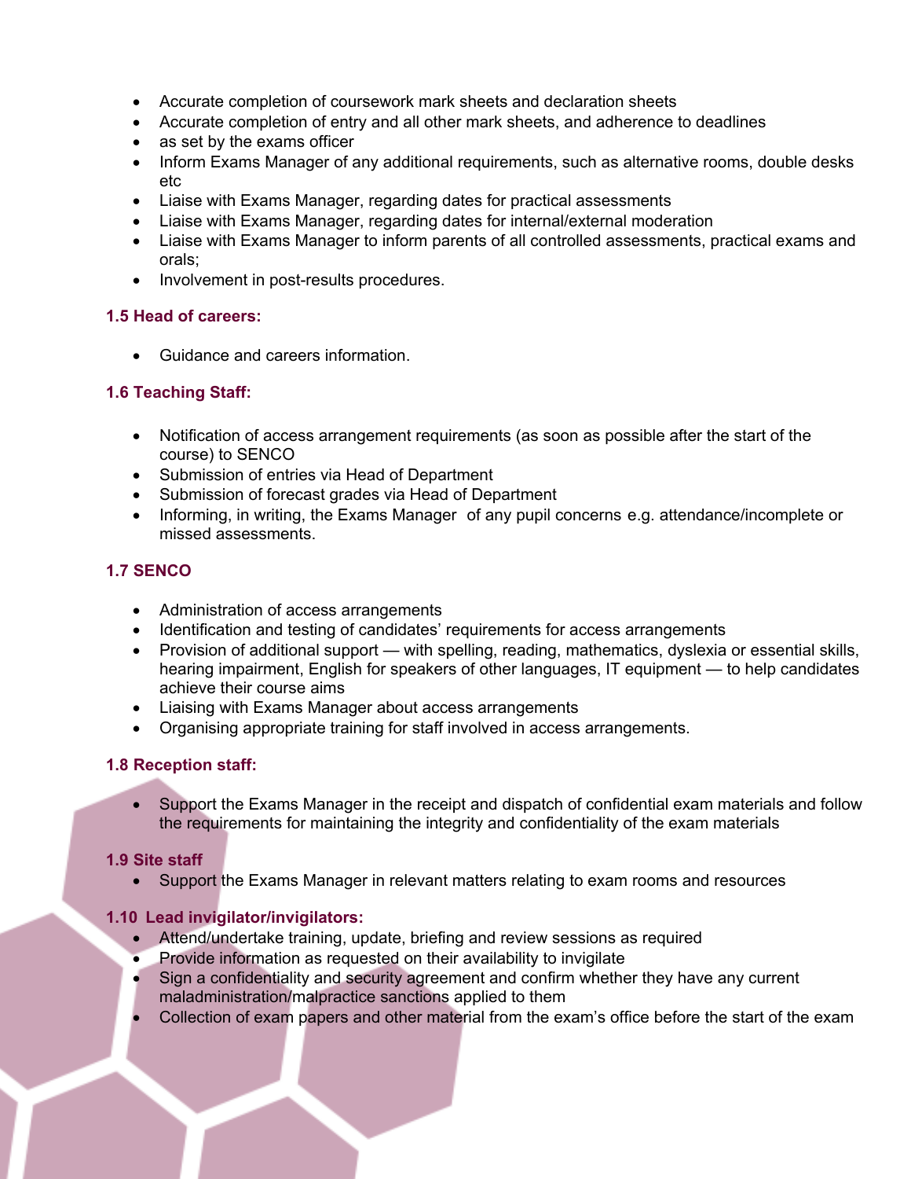- Accurate completion of coursework mark sheets and declaration sheets
- Accurate completion of entry and all other mark sheets, and adherence to deadlines
- as set by the exams officer
- Inform Exams Manager of any additional requirements, such as alternative rooms, double desks etc
- Liaise with Exams Manager, regarding dates for practical assessments
- Liaise with Exams Manager, regarding dates for internal/external moderation
- Liaise with Exams Manager to inform parents of all controlled assessments, practical exams and orals;
- Involvement in post-results procedures.

### 1.5 Head of careers:

- Guidance and careers information.

### 1.6 Teaching Staff:

- Notification of access arrangement requirements (as soon as possible after the start of the course) to SENCO
- Submission of entries via Head of Department
- Submission of forecast grades via Head of Department
- Informing, in writing, the Exams Manager of any pupil concerns e.g. attendance/incomplete or missed assessments.

### 1.7 SENCO

- Administration of access arrangements
- Identification and testing of candidates' requirements for access arrangements
- Provision of additional support — with spelling, reading, mathematics, dyslexia or essential skills, hearing impairment, English for speakers of other languages, IT equipment — to help candidates achieve their course aims
- Liaising with Exams Manager about access arrangements
- Organising appropriate training for staff involved in access arrangements.

### 1.8 Reception staff:

- Support the Exams Manager in the receipt and dispatch of confidential exam materials and follow the requirements for maintaining the integrity and confidentiality of the exam materials

### 1.9 Site staff

- Support the Exams Manager in relevant matters relating to exam rooms and resources

### 1.10 Lead invigilator/invigilators:

- Attend/undertake training, update, briefing and review sessions as required
- Provide information as requested on their availability to invigilate
- Sign a confidentiality and security agreement and confirm whether they have any current maladministration/malpractice sanctions applied to them
- Collection of exam papers and other material from the exam's office before the start of the exam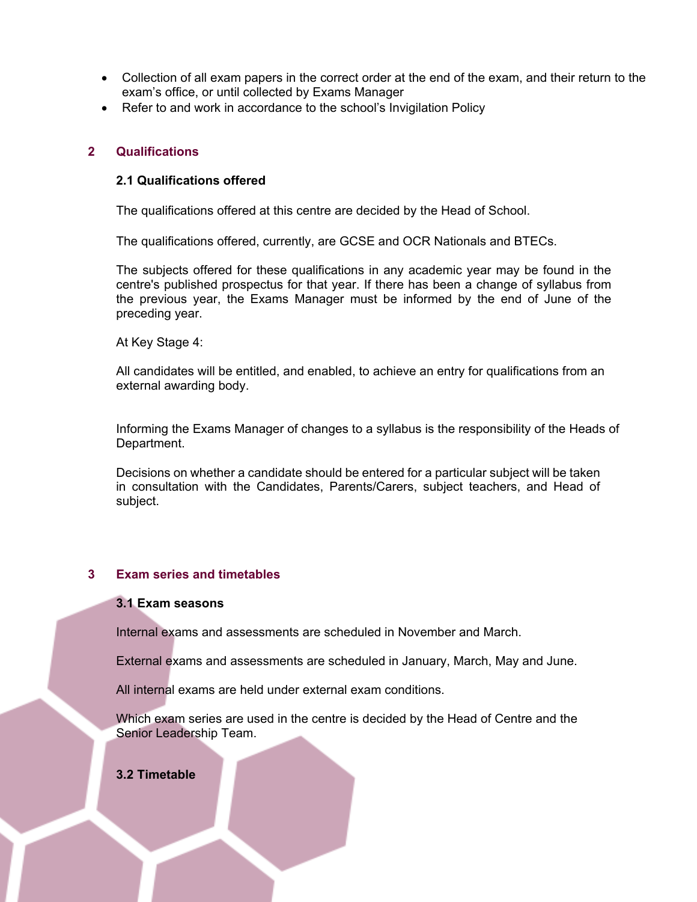- Collection of all exam papers in the correct order at the end of the exam, and their return to the exam's office, or until collected by Exams Manager
- Refer to and work in accordance to the school's Invigilation Policy

## 2 Qualifications

### 2.1 Qualifications offered

The qualifications offered at this centre are decided by the Head of School.

The qualifications offered, currently, are GCSE and OCR Nationals and BTECs.

The subjects offered for these qualifications in any academic year may be found in the centre's published prospectus for that year. If there has been a change of syllabus from the previous year, the Exams Manager must be informed by the end of June of the preceding year.

At Key Stage 4:

All candidates will be entitled, and enabled, to achieve an entry for qualifications from an external awarding body.

Informing the Exams Manager of changes to a syllabus is the responsibility of the Heads of Department.

Decisions on whether a candidate should be entered for a particular subject will be taken in consultation with the Candidates, Parents/Carers, subject teachers, and Head of subject.

## 3 Exam series and timetables

### 3.1 Exam seasons

Internal exams and assessments are scheduled in November and March.

External exams and assessments are scheduled in January, March, May and June.

All internal exams are held under external exam conditions.

Which exam series are used in the centre is decided by the Head of Centre and the Senior Leadership Team.

### 3.2 Timetable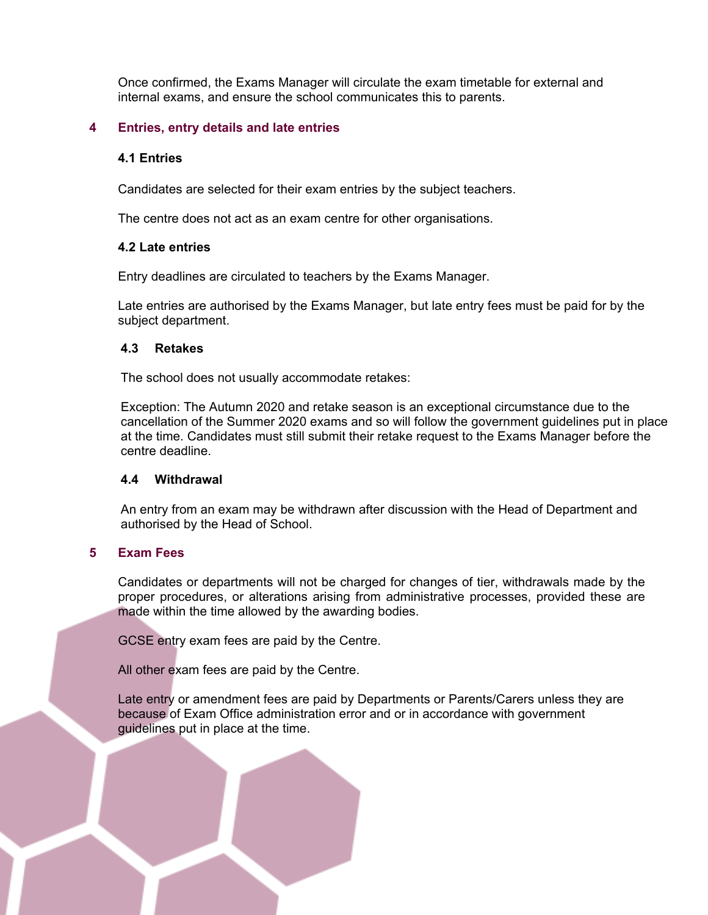Once confirmed, the Exams Manager will circulate the exam timetable for external and internal exams, and ensure the school communicates this to parents.

## 4 Entries, entry details and late entries

### 4.1 Entries

Candidates are selected for their exam entries by the subject teachers.

The centre does not act as an exam centre for other organisations.

### 4.2 Late entries

Entry deadlines are circulated to teachers by the Exams Manager.

Late entries are authorised by the Exams Manager, but late entry fees must be paid for by the subject department.

### 4.3 Retakes

The school does not usually accommodate retakes:

Exception: The Autumn 2020 and retake season is an exceptional circumstance due to the cancellation of the Summer 2020 exams and so will follow the government guidelines put in place at the time. Candidates must still submit their retake request to the Exams Manager before the centre deadline.

### 4.4 Withdrawal

An entry from an exam may be withdrawn after discussion with the Head of Department and authorised by the Head of School.

## 5 Exam Fees

Candidates or departments will not be charged for changes of tier, withdrawals made by the proper procedures, or alterations arising from administrative processes, provided these are made within the time allowed by the awarding bodies.

GCSE entry exam fees are paid by the Centre.

All other exam fees are paid by the Centre.

Late entry or amendment fees are paid by Departments or Parents/Carers unless they are because of Exam Office administration error and or in accordance with government guidelines put in place at the time.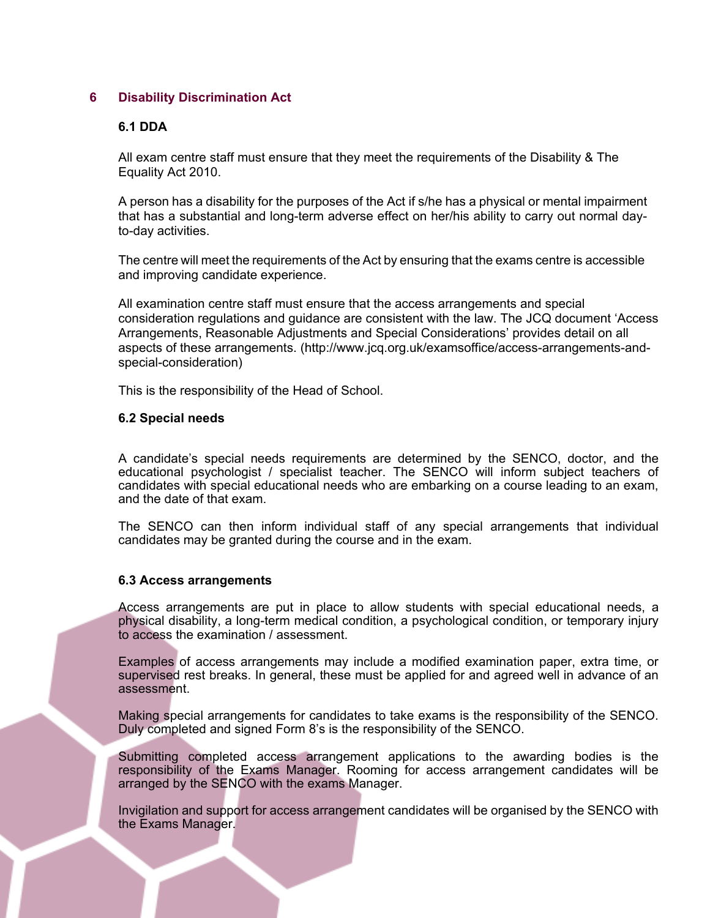## 6 Disability Discrimination Act

### 6.1 DDA

All exam centre staff must ensure that they meet the requirements of the Disability & The Equality Act 2010.

A person has a disability for the purposes of the Act if s/he has a physical or mental impairment that has a substantial and long-term adverse effect on her/his ability to carry out normal day-to-day activities.

The centre will meet the requirements of the Act by ensuring that the exams centre is accessible and improving candidate experience.

All examination centre staff must ensure that the access arrangements and special consideration regulations and guidance are consistent with the law. The JCQ document 'Access Arrangements, Reasonable Adjustments and Special Considerations' provides detail on all aspects of these arrangements. (http://www.jcq.org.uk/examsoffice/access-arrangements-and-special-consideration)

This is the responsibility of the Head of School.

### 6.2 Special needs

A candidate's special needs requirements are determined by the SENCO, doctor, and the educational psychologist / specialist teacher. The SENCO will inform subject teachers of candidates with special educational needs who are embarking on a course leading to an exam, and the date of that exam.

The SENCO can then inform individual staff of any special arrangements that individual candidates may be granted during the course and in the exam.

### 6.3 Access arrangements

Access arrangements are put in place to allow students with special educational needs, a physical disability, a long-term medical condition, a psychological condition, or temporary injury to access the examination / assessment.

Examples of access arrangements may include a modified examination paper, extra time, or supervised rest breaks. In general, these must be applied for and agreed well in advance of an assessment.

Making special arrangements for candidates to take exams is the responsibility of the SENCO. Duly completed and signed Form 8's is the responsibility of the SENCO.

Submitting completed access arrangement applications to the awarding bodies is the responsibility of the Exams Manager. Rooming for access arrangement candidates will be arranged by the SENCO with the exams Manager.

Invigilation and support for access arrangement candidates will be organised by the SENCO with the Exams Manager.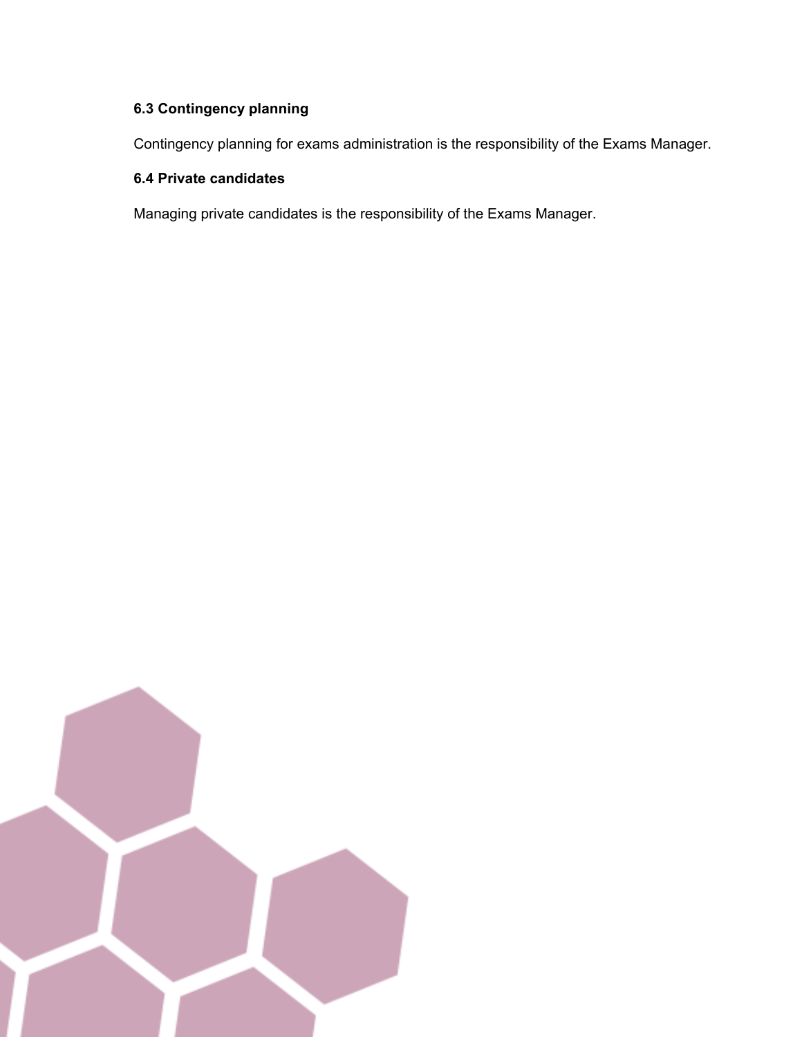### 6.3 Contingency planning

Contingency planning for exams administration is the responsibility of the Exams Manager.

### 6.4 Private candidates

Managing private candidates is the responsibility of the Exams Manager.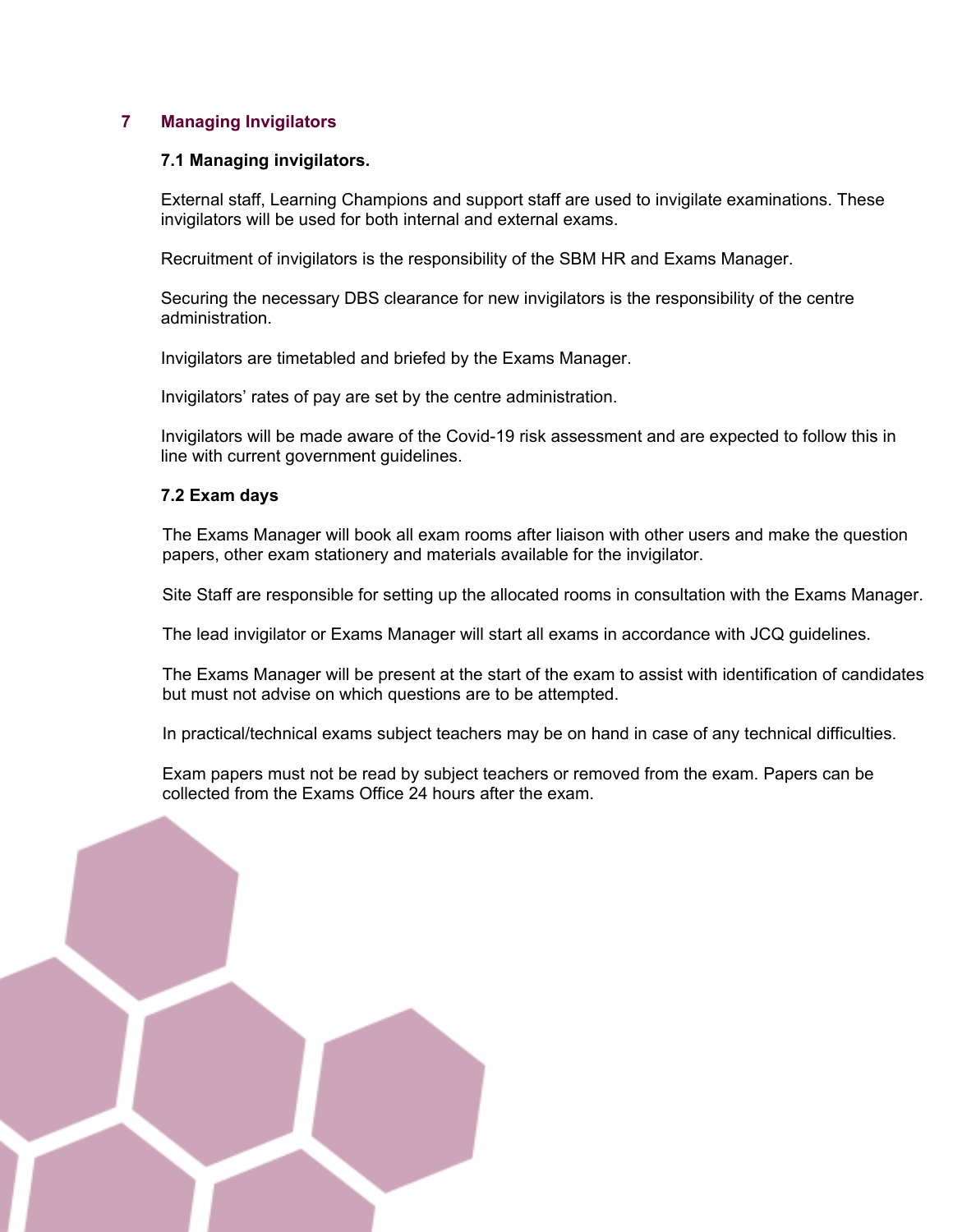## 7 Managing Invigilators

### 7.1 Managing invigilators.

External staff, Learning Champions and support staff are used to invigilate examinations. These invigilators will be used for both internal and external exams.

Recruitment of invigilators is the responsibility of the SBM HR and Exams Manager.

Securing the necessary DBS clearance for new invigilators is the responsibility of the centre administration.

Invigilators are timetabled and briefed by the Exams Manager.

Invigilators' rates of pay are set by the centre administration.

Invigilators will be made aware of the Covid-19 risk assessment and are expected to follow this in line with current government guidelines.

### 7.2 Exam days

The Exams Manager will book all exam rooms after liaison with other users and make the question papers, other exam stationery and materials available for the invigilator.

Site Staff are responsible for setting up the allocated rooms in consultation with the Exams Manager.

The lead invigilator or Exams Manager will start all exams in accordance with JCQ guidelines.

The Exams Manager will be present at the start of the exam to assist with identification of candidates but must not advise on which questions are to be attempted.

In practical/technical exams subject teachers may be on hand in case of any technical difficulties.

Exam papers must not be read by subject teachers or removed from the exam. Papers can be collected from the Exams Office 24 hours after the exam.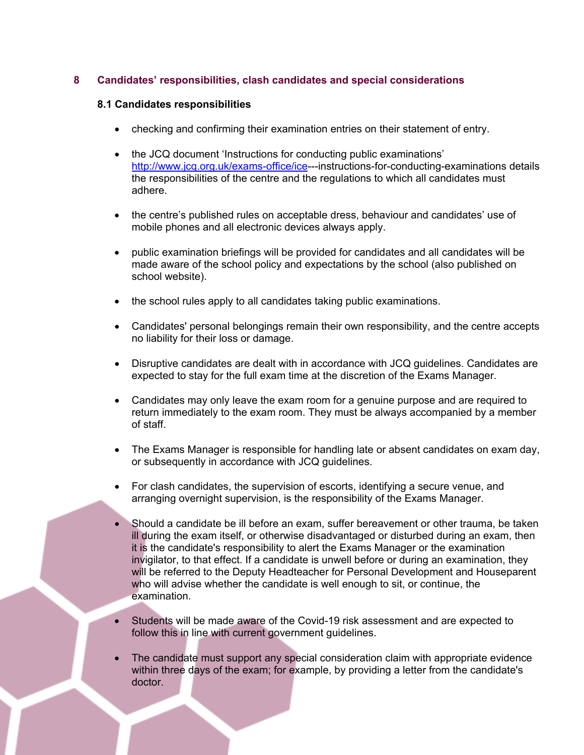## 8 Candidates' responsibilities, clash candidates and special considerations

### 8.1 Candidates responsibilities

- checking and confirming their examination entries on their statement of entry.
- the JCQ document 'Instructions for conducting public examinations' http://www.jcq.org.uk/exams-office/ice---instructions-for-conducting-examinations details the responsibilities of the centre and the regulations to which all candidates must adhere.
- the centre's published rules on acceptable dress, behaviour and candidates' use of mobile phones and all electronic devices always apply.
- public examination briefings will be provided for candidates and all candidates will be made aware of the school policy and expectations by the school (also published on school website).
- the school rules apply to all candidates taking public examinations.
- Candidates' personal belongings remain their own responsibility, and the centre accepts no liability for their loss or damage.
- Disruptive candidates are dealt with in accordance with JCQ guidelines. Candidates are expected to stay for the full exam time at the discretion of the Exams Manager.
- Candidates may only leave the exam room for a genuine purpose and are required to return immediately to the exam room. They must be always accompanied by a member of staff.
- The Exams Manager is responsible for handling late or absent candidates on exam day, or subsequently in accordance with JCQ guidelines.
- For clash candidates, the supervision of escorts, identifying a secure venue, and arranging overnight supervision, is the responsibility of the Exams Manager.
- Should a candidate be ill before an exam, suffer bereavement or other trauma, be taken ill during the exam itself, or otherwise disadvantaged or disturbed during an exam, then it is the candidate's responsibility to alert the Exams Manager or the examination invigilator, to that effect. If a candidate is unwell before or during an examination, they will be referred to the Deputy Headteacher for Personal Development and Houseparent who will advise whether the candidate is well enough to sit, or continue, the examination.
- Students will be made aware of the Covid-19 risk assessment and are expected to follow this in line with current government guidelines.
- The candidate must support any special consideration claim with appropriate evidence within three days of the exam; for example, by providing a letter from the candidate's doctor.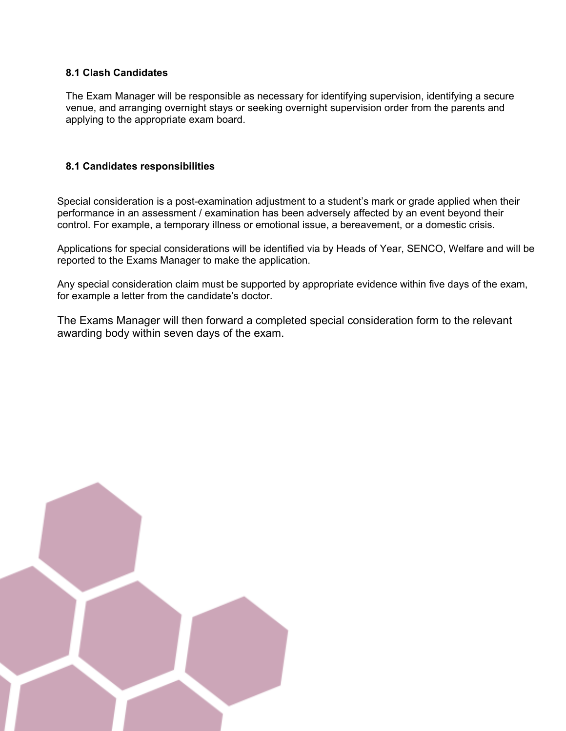### 8.1 Clash Candidates

The Exam Manager will be responsible as necessary for identifying supervision, identifying a secure venue, and arranging overnight stays or seeking overnight supervision order from the parents and applying to the appropriate exam board.

### 8.1 Candidates responsibilities

Special consideration is a post-examination adjustment to a student's mark or grade applied when their performance in an assessment / examination has been adversely affected by an event beyond their control. For example, a temporary illness or emotional issue, a bereavement, or a domestic crisis.

Applications for special considerations will be identified via by Heads of Year, SENCO, Welfare and will be reported to the Exams Manager to make the application.

Any special consideration claim must be supported by appropriate evidence within five days of the exam, for example a letter from the candidate's doctor.

The Exams Manager will then forward a completed special consideration form to the relevant awarding body within seven days of the exam.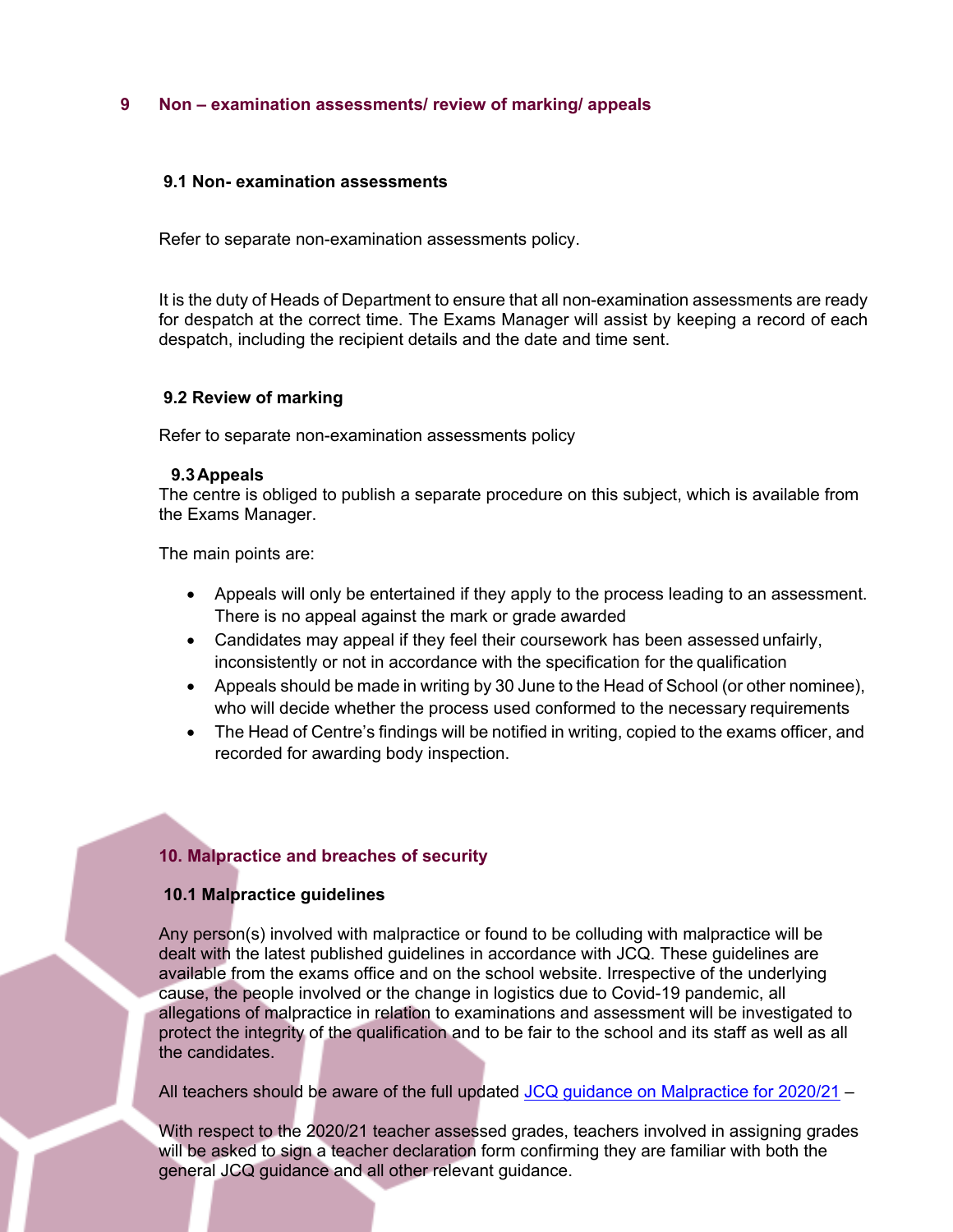## 9 Non – examination assessments/ review of marking/ appeals

### 9.1 Non- examination assessments

Refer to separate non-examination assessments policy.

It is the duty of Heads of Department to ensure that all non-examination assessments are ready for despatch at the correct time. The Exams Manager will assist by keeping a record of each despatch, including the recipient details and the date and time sent.

### 9.2 Review of marking

Refer to separate non-examination assessments policy

### 9.3 Appeals

The centre is obliged to publish a separate procedure on this subject, which is available from the Exams Manager.

The main points are:

- Appeals will only be entertained if they apply to the process leading to an assessment. There is no appeal against the mark or grade awarded
- Candidates may appeal if they feel their coursework has been assessed unfairly, inconsistently or not in accordance with the specification for the qualification
- Appeals should be made in writing by 30 June to the Head of School (or other nominee), who will decide whether the process used conformed to the necessary requirements
- The Head of Centre's findings will be notified in writing, copied to the exams officer, and recorded for awarding body inspection.

## 10. Malpractice and breaches of security

### 10.1 Malpractice guidelines

Any person(s) involved with malpractice or found to be colluding with malpractice will be dealt with the latest published guidelines in accordance with JCQ. These guidelines are available from the exams office and on the school website. Irrespective of the underlying cause, the people involved or the change in logistics due to Covid-19 pandemic, all allegations of malpractice in relation to examinations and assessment will be investigated to protect the integrity of the qualification and to be fair to the school and its staff as well as all the candidates.

All teachers should be aware of the full updated JCQ guidance on Malpractice for 2020/21 –

With respect to the 2020/21 teacher assessed grades, teachers involved in assigning grades will be asked to sign a teacher declaration form confirming they are familiar with both the general JCQ guidance and all other relevant guidance.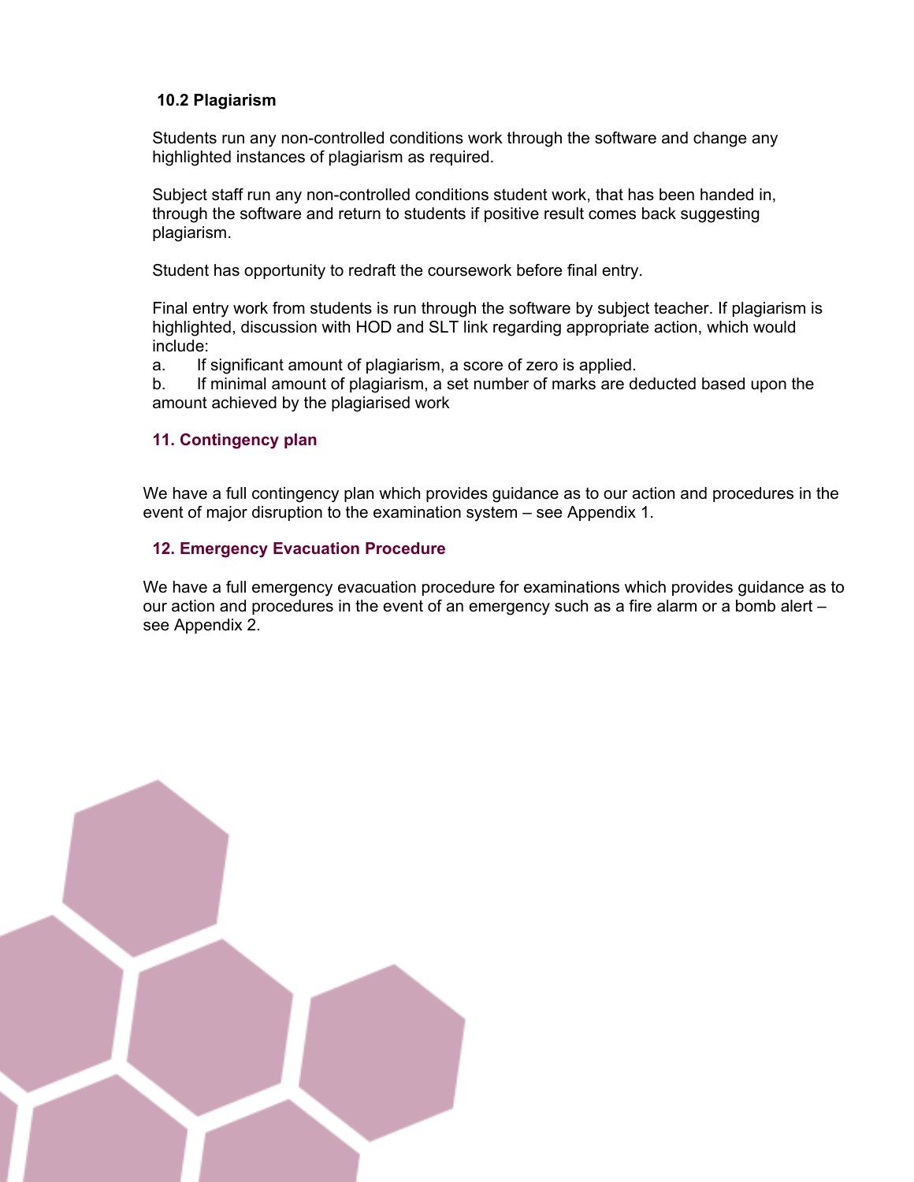### 10.2 Plagiarism

Students run any non-controlled conditions work through the software and change any highlighted instances of plagiarism as required.

Subject staff run any non-controlled conditions student work, that has been handed in, through the software and return to students if positive result comes back suggesting plagiarism.

Student has opportunity to redraft the coursework before final entry.

Final entry work from students is run through the software by subject teacher. If plagiarism is highlighted, discussion with HOD and SLT link regarding appropriate action, which would include:

a. If significant amount of plagiarism, a score of zero is applied.

b. If minimal amount of plagiarism, a set number of marks are deducted based upon the amount achieved by the plagiarised work

## 11. Contingency plan

We have a full contingency plan which provides guidance as to our action and procedures in the event of major disruption to the examination system – see Appendix 1.

## 12. Emergency Evacuation Procedure

We have a full emergency evacuation procedure for examinations which provides guidance as to our action and procedures in the event of an emergency such as a fire alarm or a bomb alert – see Appendix 2.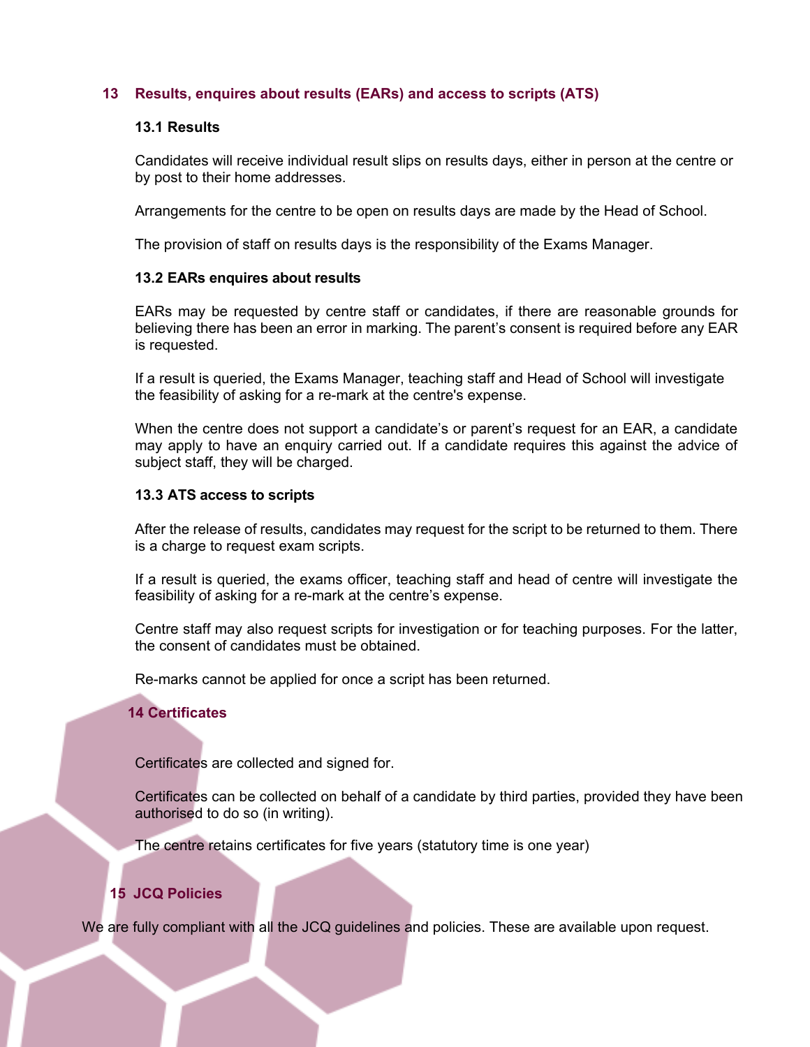## 13 Results, enquires about results (EARs) and access to scripts (ATS)

### 13.1 Results

Candidates will receive individual result slips on results days, either in person at the centre or by post to their home addresses.

Arrangements for the centre to be open on results days are made by the Head of School.

The provision of staff on results days is the responsibility of the Exams Manager.

### 13.2 EARs enquires about results

EARs may be requested by centre staff or candidates, if there are reasonable grounds for believing there has been an error in marking. The parent's consent is required before any EAR is requested.

If a result is queried, the Exams Manager, teaching staff and Head of School will investigate the feasibility of asking for a re-mark at the centre's expense.

When the centre does not support a candidate's or parent's request for an EAR, a candidate may apply to have an enquiry carried out. If a candidate requires this against the advice of subject staff, they will be charged.

### 13.3 ATS access to scripts

After the release of results, candidates may request for the script to be returned to them. There is a charge to request exam scripts.

If a result is queried, the exams officer, teaching staff and head of centre will investigate the feasibility of asking for a re-mark at the centre's expense.

Centre staff may also request scripts for investigation or for teaching purposes. For the latter, the consent of candidates must be obtained.

Re-marks cannot be applied for once a script has been returned.

## 14 Certificates

Certificates are collected and signed for.

Certificates can be collected on behalf of a candidate by third parties, provided they have been authorised to do so (in writing).

The centre retains certificates for five years (statutory time is one year)

## 15 JCQ Policies

We are fully compliant with all the JCQ guidelines and policies. These are available upon request.